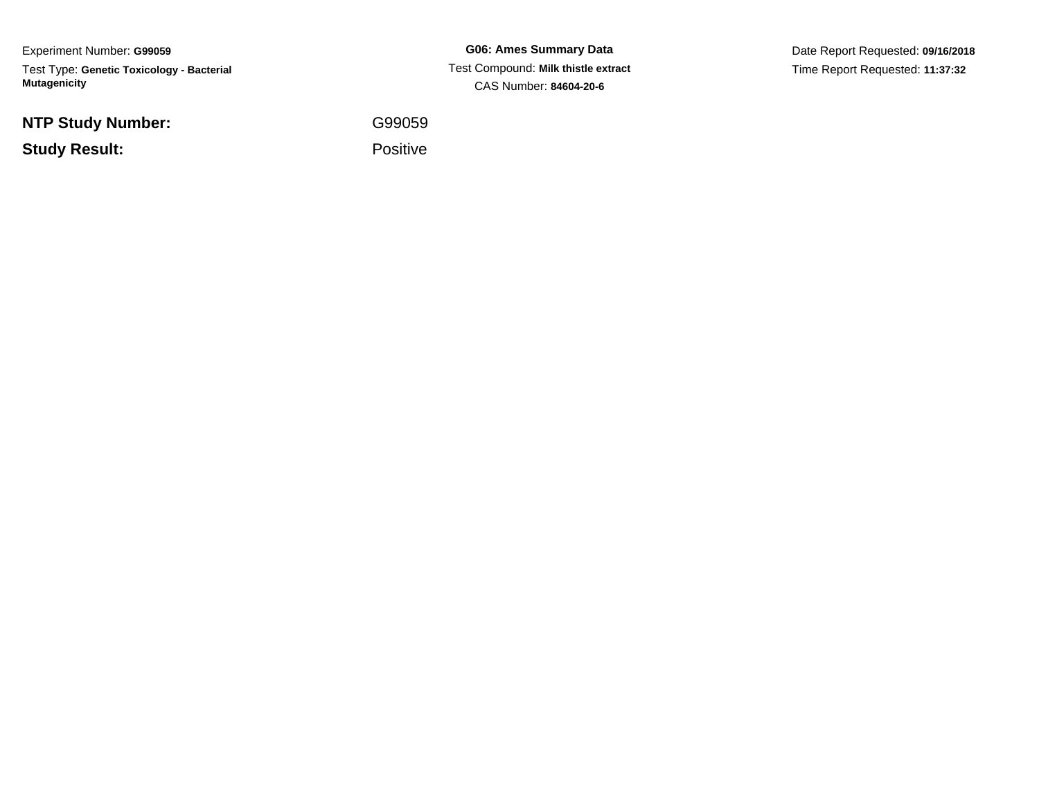Experiment Number: **G99059**

Test Type: **Genetic Toxicology - Bacterial Mutagenicity**

**G06: Ames Summary Data**

Test Compound: **Milk thistle extract**

CAS Number: **84604-20-6**

Date Report Requested: **09/16/2018**

Time Report Requested: **11:37:32**

| | |
|---|---|
| **NTP Study Number:** | G99059 |
| **Study Result:** | Positive |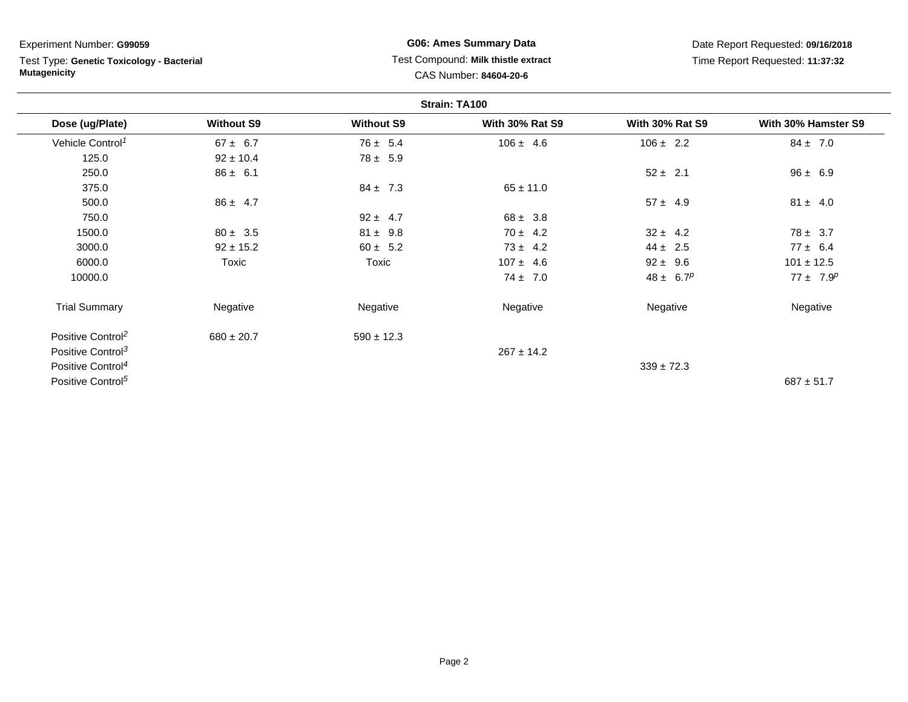Experiment Number: **G99059**

Test Type: **Genetic Toxicology - Bacterial Mutagenicity**

**G06: Ames Summary Data**

Test Compound: **Milk thistle extract**

CAS Number: **84604-20-6**

Date Report Requested: **09/16/2018**

Time Report Requested: **11:37:32**

**Strain: TA100**

| Dose (ug/Plate) | Without S9 | Without S9 | With 30% Rat S9 | With 30% Rat S9 | With 30% Hamster S9 |
|---|---|---|---|---|---|
| Vehicle Control[1] | 67 ± 6.7 | 76 ± 5.4 | 106 ± 4.6 | 106 ± 2.2 | 84 ± 7.0 |
| 125.0 | 92 ± 10.4 | 78 ± 5.9 | | | |
| 250.0 | 86 ± 6.1 | | | 52 ± 2.1 | 96 ± 6.9 |
| 375.0 | | 84 ± 7.3 | 65 ± 11.0 | | |
| 500.0 | 86 ± 4.7 | | | 57 ± 4.9 | 81 ± 4.0 |
| 750.0 | | 92 ± 4.7 | 68 ± 3.8 | | |
| 1500.0 | 80 ± 3.5 | 81 ± 9.8 | 70 ± 4.2 | 32 ± 4.2 | 78 ± 3.7 |
| 3000.0 | 92 ± 15.2 | 60 ± 5.2 | 73 ± 4.2 | 44 ± 2.5 | 77 ± 6.4 |
| 6000.0 | Toxic | Toxic | 107 ± 4.6 | 92 ± 9.6 | 101 ± 12.5 |
| 10000.0 | | | 74 ± 7.0 | 48 ± 6.7[p] | 77 ± 7.9[p] |
| Trial Summary | Negative | Negative | Negative | Negative | Negative |
| Positive Control[2] | 680 ± 20.7 | 590 ± 12.3 | | | |
| Positive Control[3] | | | 267 ± 14.2 | | |
| Positive Control[4] | | | | 339 ± 72.3 | |
| Positive Control[5] | | | | | 687 ± 51.7 |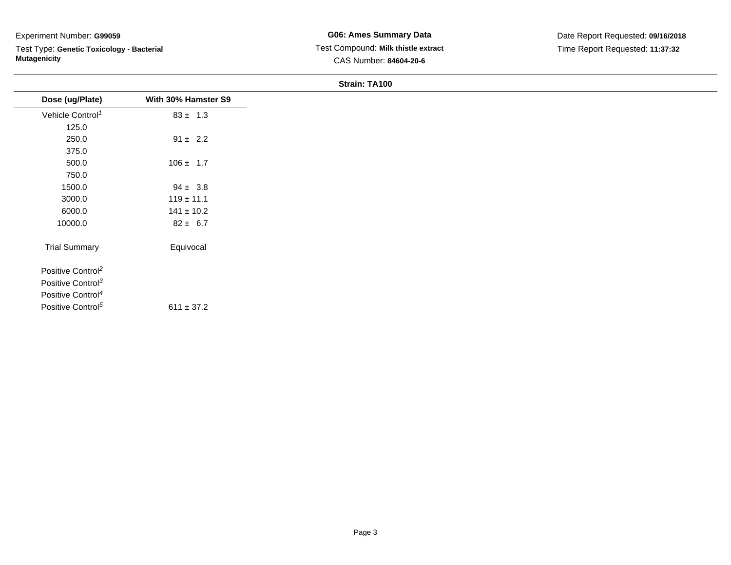Experiment Number: **G99059**

Test Type: **Genetic Toxicology - Bacterial Mutagenicity**

**G06: Ames Summary Data**

Test Compound: **Milk thistle extract**

CAS Number: **84604-20-6**

Date Report Requested: **09/16/2018**

Time Report Requested: **11:37:32**

**Strain: TA100**

| Dose (ug/Plate) | With 30% Hamster S9 |
|---|---|
| Vehicle Control[1] | 83 ± 1.3 |
| 125.0 | |
| 250.0 | 91 ± 2.2 |
| 375.0 | |
| 500.0 | 106 ± 1.7 |
| 750.0 | |
| 1500.0 | 94 ± 3.8 |
| 3000.0 | 119 ± 11.1 |
| 6000.0 | 141 ± 10.2 |
| 10000.0 | 82 ± 6.7 |
| Trial Summary | Equivocal |
| Positive Control[2] | |
| Positive Control[3] | |
| Positive Control[4] | |
| Positive Control[5] | 611 ± 37.2 |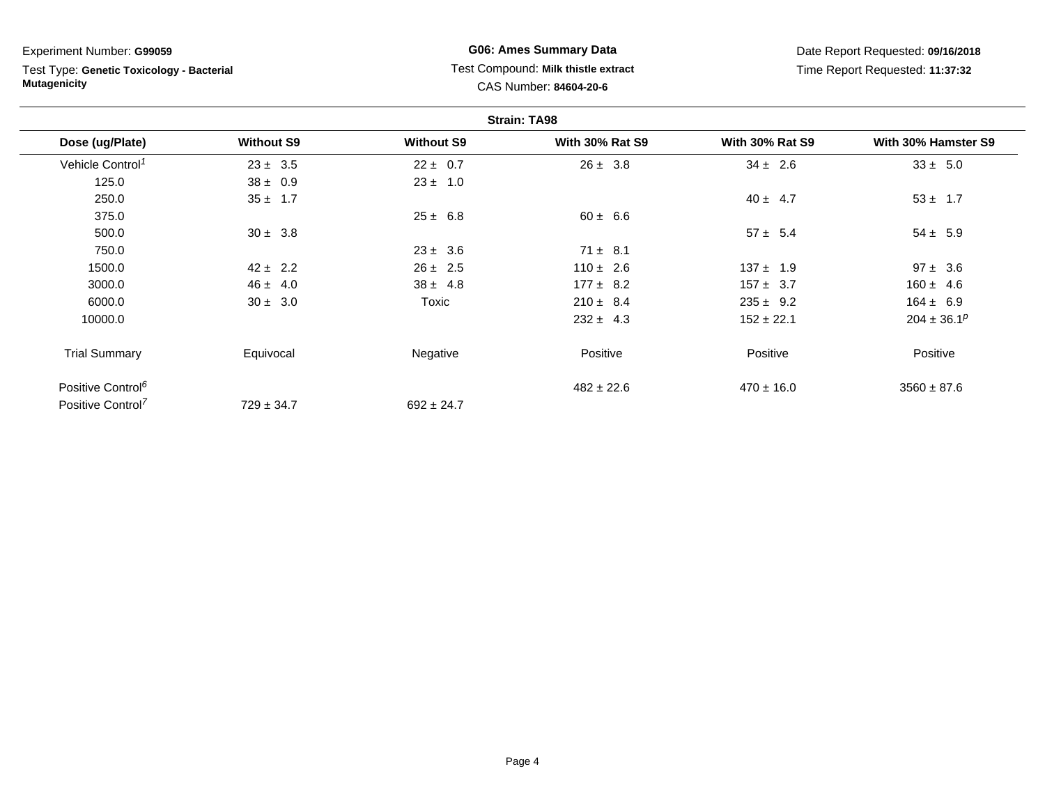Experiment Number: **G99059**

Test Type: **Genetic Toxicology - Bacterial Mutagenicity**

**G06: Ames Summary Data**

Test Compound: **Milk thistle extract**

CAS Number: **84604-20-6**

Date Report Requested: **09/16/2018**

Time Report Requested: **11:37:32**

**Strain: TA98**

| Dose (ug/Plate) | Without S9 | Without S9 | With 30% Rat S9 | With 30% Rat S9 | With 30% Hamster S9 |
|---|---|---|---|---|---|
| Vehicle Control[1] | 23 ± 3.5 | 22 ± 0.7 | 26 ± 3.8 | 34 ± 2.6 | 33 ± 5.0 |
| 125.0 | 38 ± 0.9 | 23 ± 1.0 | | | |
| 250.0 | 35 ± 1.7 | | | 40 ± 4.7 | 53 ± 1.7 |
| 375.0 | | 25 ± 6.8 | 60 ± 6.6 | | |
| 500.0 | 30 ± 3.8 | | | 57 ± 5.4 | 54 ± 5.9 |
| 750.0 | | 23 ± 3.6 | 71 ± 8.1 | | |
| 1500.0 | 42 ± 2.2 | 26 ± 2.5 | 110 ± 2.6 | 137 ± 1.9 | 97 ± 3.6 |
| 3000.0 | 46 ± 4.0 | 38 ± 4.8 | 177 ± 8.2 | 157 ± 3.7 | 160 ± 4.6 |
| 6000.0 | 30 ± 3.0 | Toxic | 210 ± 8.4 | 235 ± 9.2 | 164 ± 6.9 |
| 10000.0 | | | 232 ± 4.3 | 152 ± 22.1 | 204 ± 36.1[p] |
| Trial Summary | Equivocal | Negative | Positive | Positive | Positive |
| Positive Control[6] | | | 482 ± 22.6 | 470 ± 16.0 | 3560 ± 87.6 |
| Positive Control[7] | 729 ± 34.7 | 692 ± 24.7 | | | |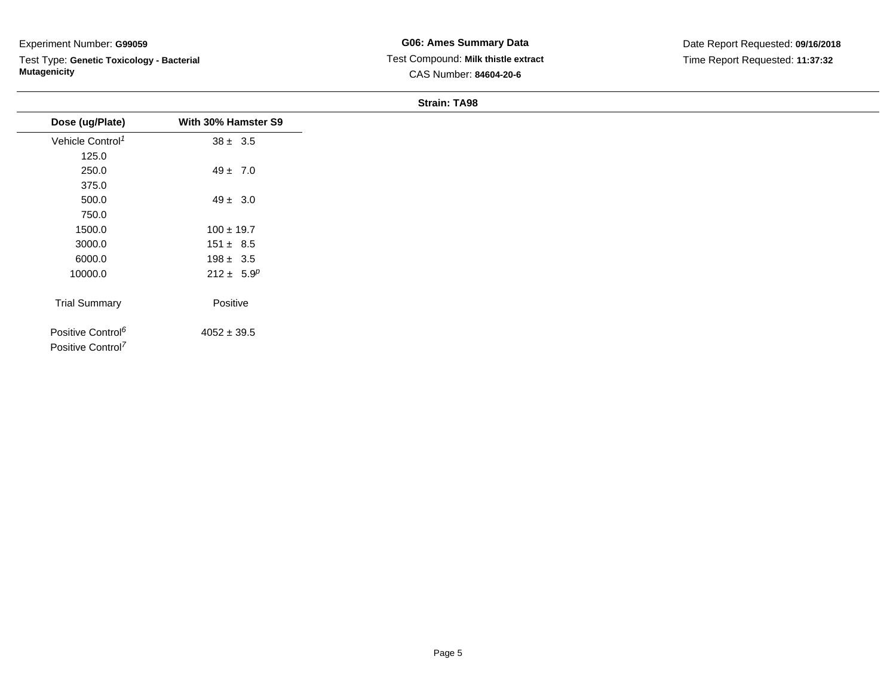Experiment Number: **G99059**

Test Type: **Genetic Toxicology - Bacterial Mutagenicity**

**G06: Ames Summary Data**

Test Compound: **Milk thistle extract**

CAS Number: **84604-20-6**

Date Report Requested: **09/16/2018**

Time Report Requested: **11:37:32**

**Strain: TA98**

| Dose (ug/Plate) | With 30% Hamster S9 |
| --- | --- |
| Vehicle Control[1] | 38 ± 3.5 |
| 125.0 | |
| 250.0 | 49 ± 7.0 |
| 375.0 | |
| 500.0 | 49 ± 3.0 |
| 750.0 | |
| 1500.0 | 100 ± 19.7 |
| 3000.0 | 151 ± 8.5 |
| 6000.0 | 198 ± 3.5 |
| 10000.0 | 212 ± 5.9[p] |
| Trial Summary | Positive |
| Positive Control[6] | 4052 ± 39.5 |
| Positive Control[7] | |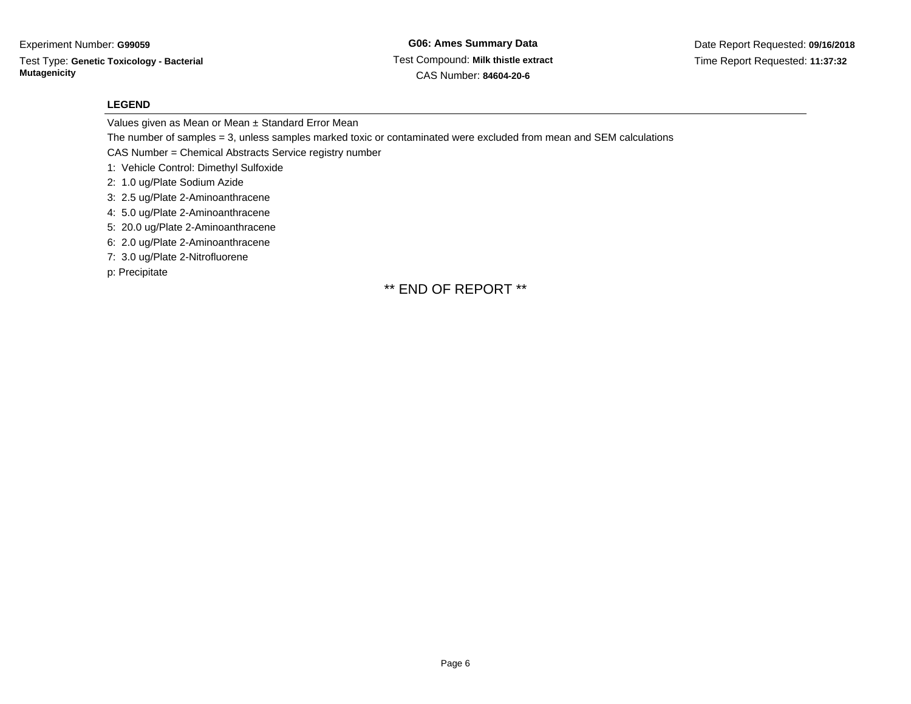Experiment Number: **G99059**

Test Type: **Genetic Toxicology - Bacterial Mutagenicity**

**G06: Ames Summary Data**

Test Compound: **Milk thistle extract**

CAS Number: **84604-20-6**

Date Report Requested: **09/16/2018**

Time Report Requested: **11:37:32**

**LEGEND**

Values given as Mean or Mean ± Standard Error Mean

The number of samples = 3, unless samples marked toxic or contaminated were excluded from mean and SEM calculations

CAS Number = Chemical Abstracts Service registry number

1: Vehicle Control: Dimethyl Sulfoxide

2: 1.0 ug/Plate Sodium Azide

3: 2.5 ug/Plate 2-Aminoanthracene

4: 5.0 ug/Plate 2-Aminoanthracene

5: 20.0 ug/Plate 2-Aminoanthracene

6: 2.0 ug/Plate 2-Aminoanthracene

7: 3.0 ug/Plate 2-Nitrofluorene

p: Precipitate

** END OF REPORT **